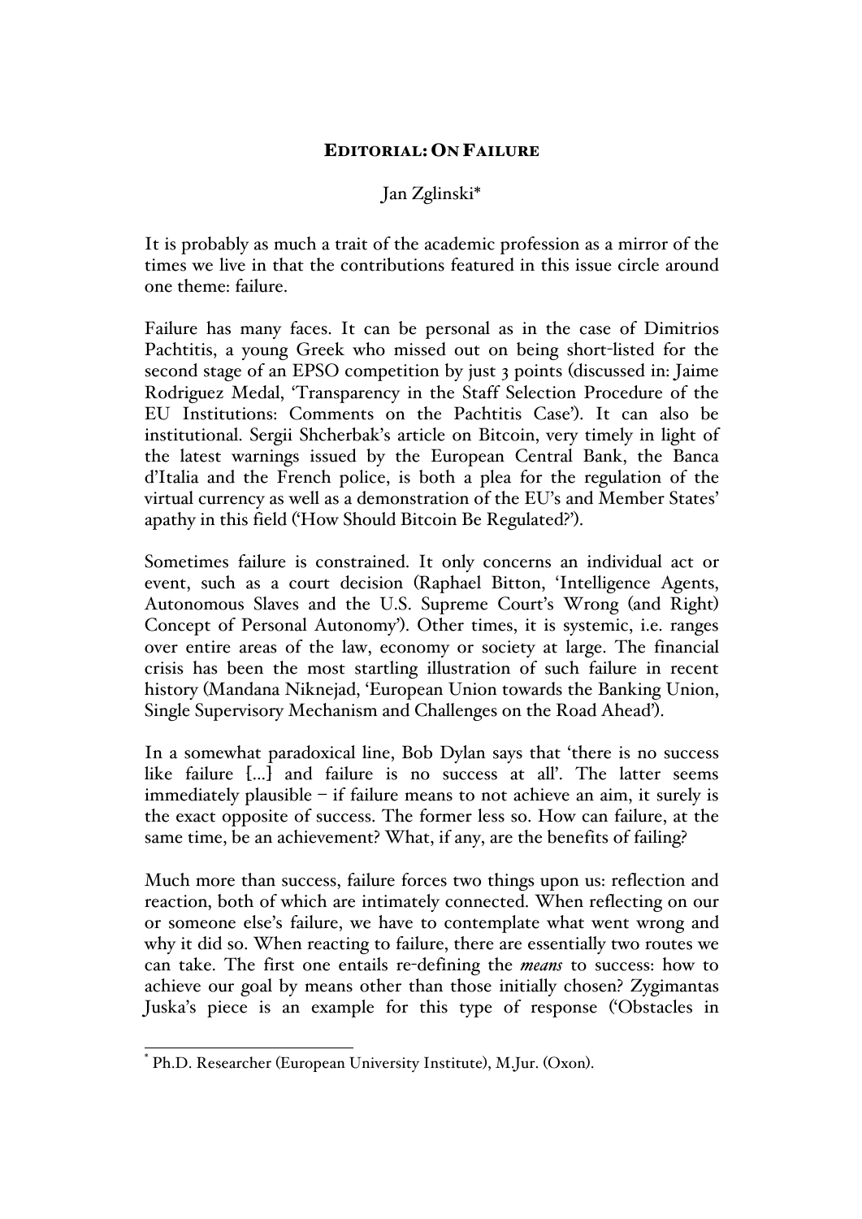# EDITORIAL: ON FAILURE

Jan Zglinski*

It is probably as much a trait of the academic profession as a mirror of the times we live in that the contributions featured in this issue circle around one theme: failure.

Failure has many faces. It can be personal as in the case of Dimitrios Pachtitis, a young Greek who missed out on being short-listed for the second stage of an EPSO competition by just 3 points (discussed in: Jaime Rodriguez Medal, 'Transparency in the Staff Selection Procedure of the EU Institutions: Comments on the Pachtitis Case'). It can also be institutional. Sergii Shcherbak's article on Bitcoin, very timely in light of the latest warnings issued by the European Central Bank, the Banca d'Italia and the French police, is both a plea for the regulation of the virtual currency as well as a demonstration of the EU's and Member States' apathy in this field ('How Should Bitcoin Be Regulated?').

Sometimes failure is constrained. It only concerns an individual act or event, such as a court decision (Raphael Bitton, 'Intelligence Agents, Autonomous Slaves and the U.S. Supreme Court's Wrong (and Right) Concept of Personal Autonomy'). Other times, it is systemic, i.e. ranges over entire areas of the law, economy or society at large. The financial crisis has been the most startling illustration of such failure in recent history (Mandana Niknejad, 'European Union towards the Banking Union, Single Supervisory Mechanism and Challenges on the Road Ahead').

In a somewhat paradoxical line, Bob Dylan says that 'there is no success like failure [...] and failure is no success at all'. The latter seems immediately plausible – if failure means to not achieve an aim, it surely is the exact opposite of success. The former less so. How can failure, at the same time, be an achievement? What, if any, are the benefits of failing?

Much more than success, failure forces two things upon us: reflection and reaction, both of which are intimately connected. When reflecting on our or someone else's failure, we have to contemplate what went wrong and why it did so. When reacting to failure, there are essentially two routes we can take. The first one entails re-defining the *means* to success: how to achieve our goal by means other than those initially chosen? Zygimantas Juska's piece is an example for this type of response ('Obstacles in

---

* Ph.D. Researcher (European University Institute), M.Jur. (Oxon).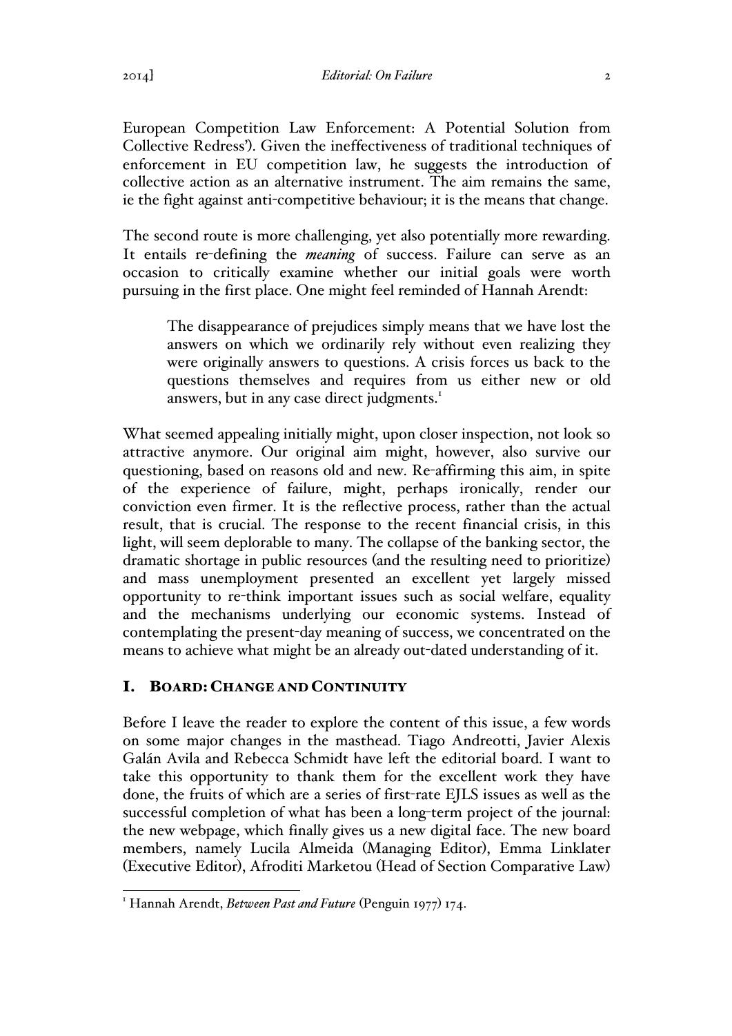European Competition Law Enforcement: A Potential Solution from Collective Redress'). Given the ineffectiveness of traditional techniques of enforcement in EU competition law, he suggests the introduction of collective action as an alternative instrument. The aim remains the same, ie the fight against anti-competitive behaviour; it is the means that change.

The second route is more challenging, yet also potentially more rewarding. It entails re-defining the *meaning* of success. Failure can serve as an occasion to critically examine whether our initial goals were worth pursuing in the first place. One might feel reminded of Hannah Arendt:

> The disappearance of prejudices simply means that we have lost the answers on which we ordinarily rely without even realizing they were originally answers to questions. A crisis forces us back to the questions themselves and requires from us either new or old answers, but in any case direct judgments.[1]

What seemed appealing initially might, upon closer inspection, not look so attractive anymore. Our original aim might, however, also survive our questioning, based on reasons old and new. Re-affirming this aim, in spite of the experience of failure, might, perhaps ironically, render our conviction even firmer. It is the reflective process, rather than the actual result, that is crucial. The response to the recent financial crisis, in this light, will seem deplorable to many. The collapse of the banking sector, the dramatic shortage in public resources (and the resulting need to prioritize) and mass unemployment presented an excellent yet largely missed opportunity to re-think important issues such as social welfare, equality and the mechanisms underlying our economic systems. Instead of contemplating the present-day meaning of success, we concentrated on the means to achieve what might be an already out-dated understanding of it.

## I. Board: Change and Continuity

Before I leave the reader to explore the content of this issue, a few words on some major changes in the masthead. Tiago Andreotti, Javier Alexis Galán Avila and Rebecca Schmidt have left the editorial board. I want to take this opportunity to thank them for the excellent work they have done, the fruits of which are a series of first-rate EJLS issues as well as the successful completion of what has been a long-term project of the journal: the new webpage, which finally gives us a new digital face. The new board members, namely Lucila Almeida (Managing Editor), Emma Linklater (Executive Editor), Afroditi Marketou (Head of Section Comparative Law)

---

[1] Hannah Arendt, *Between Past and Future* (Penguin 1977) 174.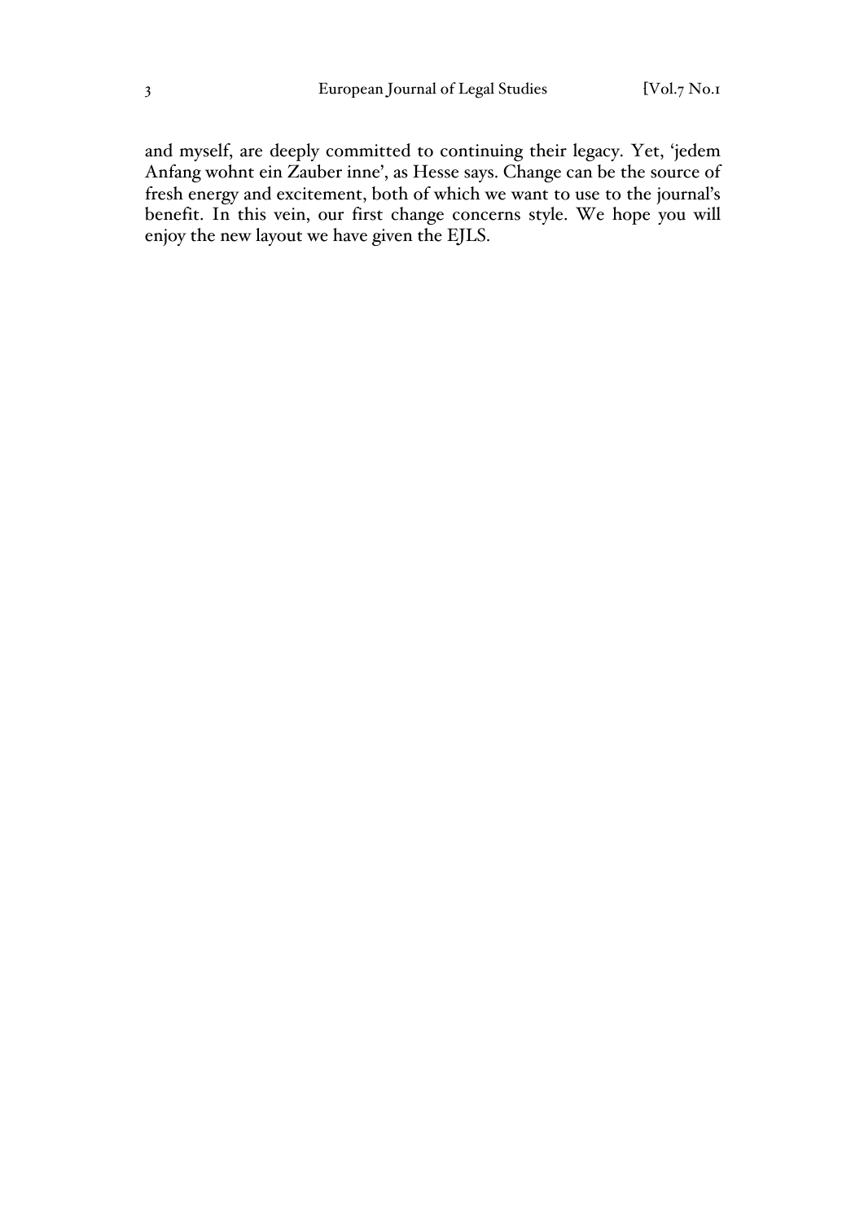and myself, are deeply committed to continuing their legacy. Yet, 'jedem Anfang wohnt ein Zauber inne', as Hesse says. Change can be the source of fresh energy and excitement, both of which we want to use to the journal's benefit. In this vein, our first change concerns style. We hope you will enjoy the new layout we have given the EJLS.